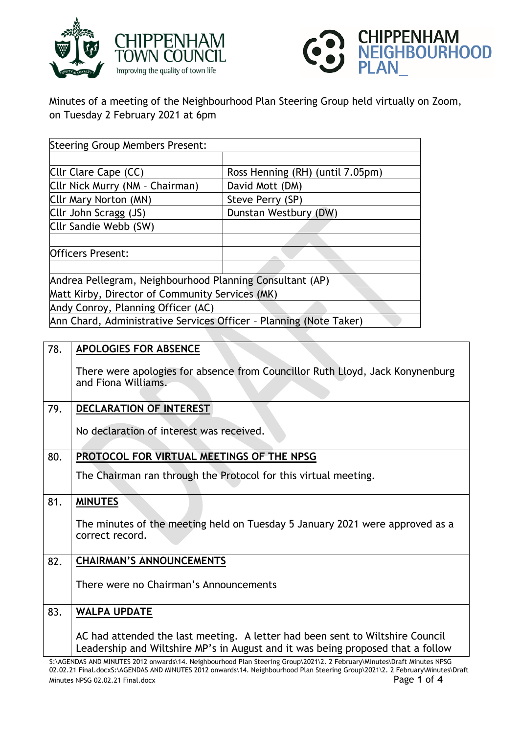Minutes of a meeting of the Neighbourhood Plan Steering Group held virtually on Zoom, on Tuesday 2 February 2021 at 6pm

| Steering Group Members Present: | |
|---|---|
| | |
| Cllr Clare Cape (CC) | Ross Henning (RH) (until 7.05pm) |
| Cllr Nick Murry (NM – Chairman) | David Mott (DM) |
| Cllr Mary Norton (MN) | Steve Perry (SP) |
| Cllr John Scragg (JS) | Dunstan Westbury (DW) |
| Cllr Sandie Webb (SW) | |
| | |
| Officers Present: | |
| | |
| Andrea Pellegram, Neighbourhood Planning Consultant (AP) | |
| Matt Kirby, Director of Community Services (MK) | |
| Andy Conroy, Planning Officer (AC) | |
| Ann Chard, Administrative Services Officer – Planning (Note Taker) | |

| | |
|---|---|
| 78. | **APOLOGIES FOR ABSENCE**<br><br>There were apologies for absence from Councillor Ruth Lloyd, Jack Konynenburg and Fiona Williams. |
| 79. | **DECLARATION OF INTEREST**<br><br>No declaration of interest was received. |
| 80. | **PROTOCOL FOR VIRTUAL MEETINGS OF THE NPSG**<br><br>The Chairman ran through the Protocol for this virtual meeting. |
| 81. | **MINUTES**<br><br>The minutes of the meeting held on Tuesday 5 January 2021 were approved as a correct record. |
| 82. | **CHAIRMAN'S ANNOUNCEMENTS**<br><br>There were no Chairman's Announcements |
| 83. | **WALPA UPDATE**<br><br>AC had attended the last meeting. A letter had been sent to Wiltshire Council Leadership and Wiltshire MP's in August and it was being proposed that a follow |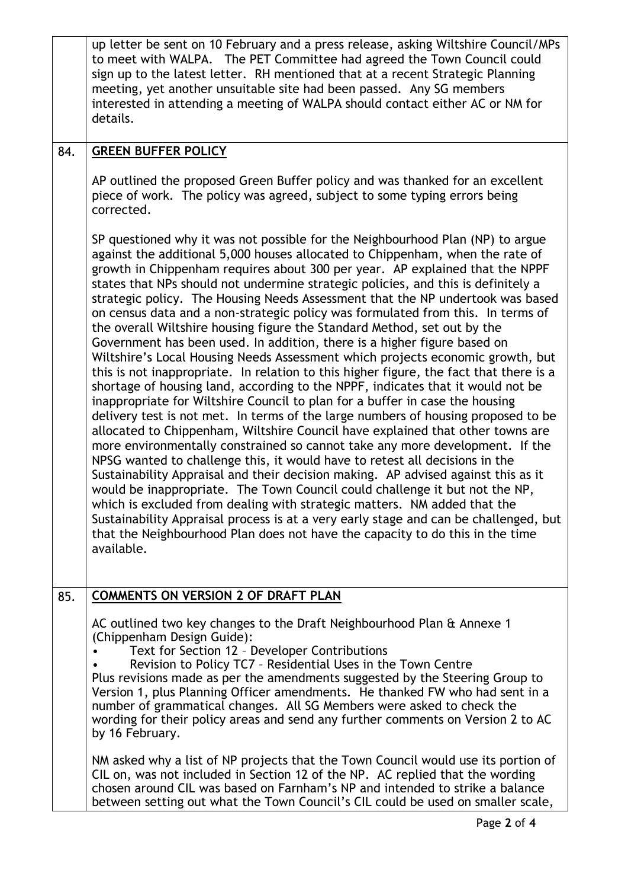| | |
|---|---|
| | up letter be sent on 10 February and a press release, asking Wiltshire Council/MPs to meet with WALPA. The PET Committee had agreed the Town Council could sign up to the latest letter. RH mentioned that at a recent Strategic Planning meeting, yet another unsuitable site had been passed. Any SG members interested in attending a meeting of WALPA should contact either AC or NM for details. |
| 84. | **GREEN BUFFER POLICY**<br><br>AP outlined the proposed Green Buffer policy and was thanked for an excellent piece of work. The policy was agreed, subject to some typing errors being corrected.<br><br>SP questioned why it was not possible for the Neighbourhood Plan (NP) to argue against the additional 5,000 houses allocated to Chippenham, when the rate of growth in Chippenham requires about 300 per year. AP explained that the NPPF states that NPs should not undermine strategic policies, and this is definitely a strategic policy. The Housing Needs Assessment that the NP undertook was based on census data and a non-strategic policy was formulated from this. In terms of the overall Wiltshire housing figure the Standard Method, set out by the Government has been used. In addition, there is a higher figure based on Wiltshire's Local Housing Needs Assessment which projects economic growth, but this is not inappropriate. In relation to this higher figure, the fact that there is a shortage of housing land, according to the NPPF, indicates that it would not be inappropriate for Wiltshire Council to plan for a buffer in case the housing delivery test is not met. In terms of the large numbers of housing proposed to be allocated to Chippenham, Wiltshire Council have explained that other towns are more environmentally constrained so cannot take any more development. If the NPSG wanted to challenge this, it would have to retest all decisions in the Sustainability Appraisal and their decision making. AP advised against this as it would be inappropriate. The Town Council could challenge it but not the NP, which is excluded from dealing with strategic matters. NM added that the Sustainability Appraisal process is at a very early stage and can be challenged, but that the Neighbourhood Plan does not have the capacity to do this in the time available. |
| 85. | **COMMENTS ON VERSION 2 OF DRAFT PLAN**<br><br>AC outlined two key changes to the Draft Neighbourhood Plan & Annexe 1 (Chippenham Design Guide):<br>• Text for Section 12 – Developer Contributions<br>• Revision to Policy TC7 – Residential Uses in the Town Centre<br>Plus revisions made as per the amendments suggested by the Steering Group to Version 1, plus Planning Officer amendments. He thanked FW who had sent in a number of grammatical changes. All SG Members were asked to check the wording for their policy areas and send any further comments on Version 2 to AC by 16 February.<br><br>NM asked why a list of NP projects that the Town Council would use its portion of CIL on, was not included in Section 12 of the NP. AC replied that the wording chosen around CIL was based on Farnham's NP and intended to strike a balance between setting out what the Town Council's CIL could be used on smaller scale, |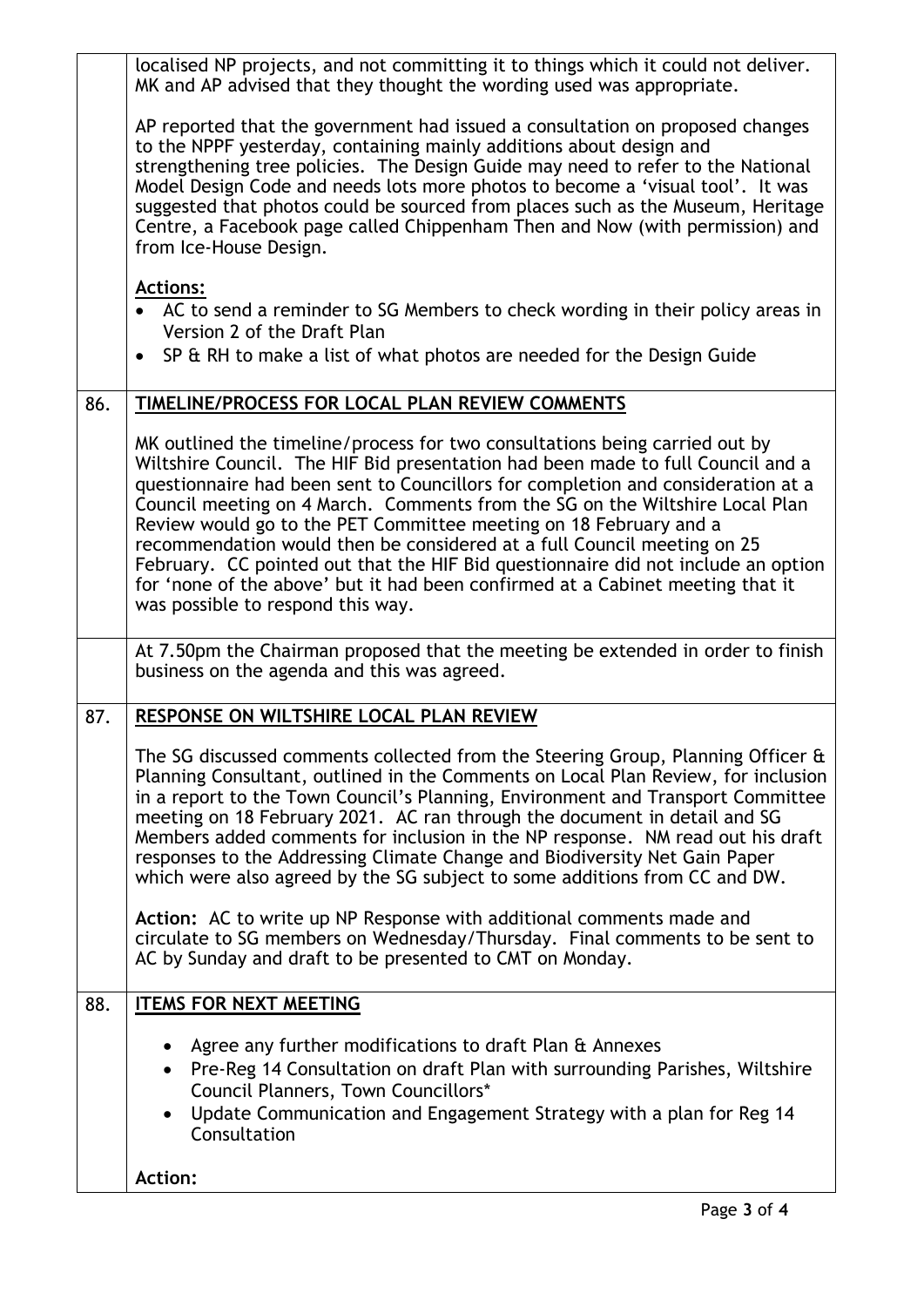| | |
|---|---|
| | localised NP projects, and not committing it to things which it could not deliver. MK and AP advised that they thought the wording used was appropriate.<br><br>AP reported that the government had issued a consultation on proposed changes to the NPPF yesterday, containing mainly additions about design and strengthening tree policies. The Design Guide may need to refer to the National Model Design Code and needs lots more photos to become a 'visual tool'. It was suggested that photos could be sourced from places such as the Museum, Heritage Centre, a Facebook page called Chippenham Then and Now (with permission) and from Ice-House Design.<br><br>**Actions:**<br>• AC to send a reminder to SG Members to check wording in their policy areas in Version 2 of the Draft Plan<br>• SP & RH to make a list of what photos are needed for the Design Guide |
| 86. | **TIMELINE/PROCESS FOR LOCAL PLAN REVIEW COMMENTS**<br><br>MK outlined the timeline/process for two consultations being carried out by Wiltshire Council. The HIF Bid presentation had been made to full Council and a questionnaire had been sent to Councillors for completion and consideration at a Council meeting on 4 March. Comments from the SG on the Wiltshire Local Plan Review would go to the PET Committee meeting on 18 February and a recommendation would then be considered at a full Council meeting on 25 February. CC pointed out that the HIF Bid questionnaire did not include an option for 'none of the above' but it had been confirmed at a Cabinet meeting that it was possible to respond this way. |
| | At 7.50pm the Chairman proposed that the meeting be extended in order to finish business on the agenda and this was agreed. |
| 87. | **RESPONSE ON WILTSHIRE LOCAL PLAN REVIEW**<br><br>The SG discussed comments collected from the Steering Group, Planning Officer & Planning Consultant, outlined in the Comments on Local Plan Review, for inclusion in a report to the Town Council's Planning, Environment and Transport Committee meeting on 18 February 2021. AC ran through the document in detail and SG Members added comments for inclusion in the NP response. NM read out his draft responses to the Addressing Climate Change and Biodiversity Net Gain Paper which were also agreed by the SG subject to some additions from CC and DW.<br><br>**Action:** AC to write up NP Response with additional comments made and circulate to SG members on Wednesday/Thursday. Final comments to be sent to AC by Sunday and draft to be presented to CMT on Monday. |
| 88. | **ITEMS FOR NEXT MEETING**<br><br>• Agree any further modifications to draft Plan & Annexes<br>• Pre-Reg 14 Consultation on draft Plan with surrounding Parishes, Wiltshire Council Planners, Town Councillors*<br>• Update Communication and Engagement Strategy with a plan for Reg 14 Consultation<br><br>**Action:** |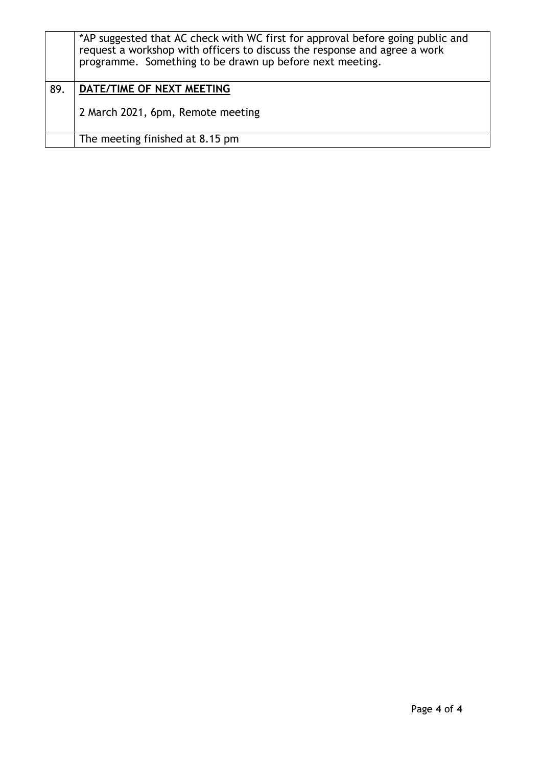| | |
|---|---|
| | *AP suggested that AC check with WC first for approval before going public and request a workshop with officers to discuss the response and agree a work programme. Something to be drawn up before next meeting. |
| 89. | **DATE/TIME OF NEXT MEETING**<br><br>2 March 2021, 6pm, Remote meeting |
| | The meeting finished at 8.15 pm |